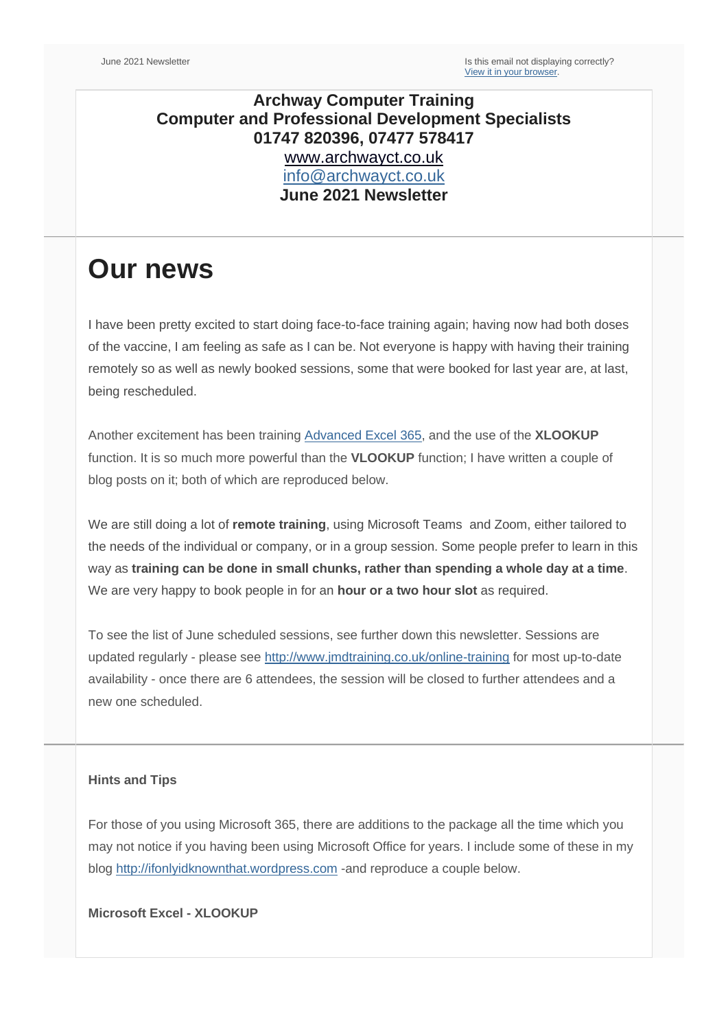June 2021 Newsletter

Is this email not displaying correctly?
[View it in your browser](#).

**Archway Computer Training**
**Computer and Professional Development Specialists**
**01747 820396, 07477 578417**
www.archwayct.co.uk
info@archwayct.co.uk
**June 2021 Newsletter**

# Our news

I have been pretty excited to start doing face-to-face training again; having now had both doses of the vaccine, I am feeling as safe as I can be. Not everyone is happy with having their training remotely so as well as newly booked sessions, some that were booked for last year are, at last, being rescheduled.

Another excitement has been training Advanced Excel 365, and the use of the **XLOOKUP** function. It is so much more powerful than the **VLOOKUP** function; I have written a couple of blog posts on it; both of which are reproduced below.

We are still doing a lot of **remote training**, using Microsoft Teams and Zoom, either tailored to the needs of the individual or company, or in a group session. Some people prefer to learn in this way as **training can be done in small chunks, rather than spending a whole day at a time**. We are very happy to book people in for an **hour or a two hour slot** as required.

To see the list of June scheduled sessions, see further down this newsletter. Sessions are updated regularly - please see http://www.jmdtraining.co.uk/online-training for most up-to-date availability - once there are 6 attendees, the session will be closed to further attendees and a new one scheduled.

**Hints and Tips**

For those of you using Microsoft 365, there are additions to the package all the time which you may not notice if you having been using Microsoft Office for years. I include some of these in my blog http://ifonlyidknownthat.wordpress.com -and reproduce a couple below.

**Microsoft Excel - XLOOKUP**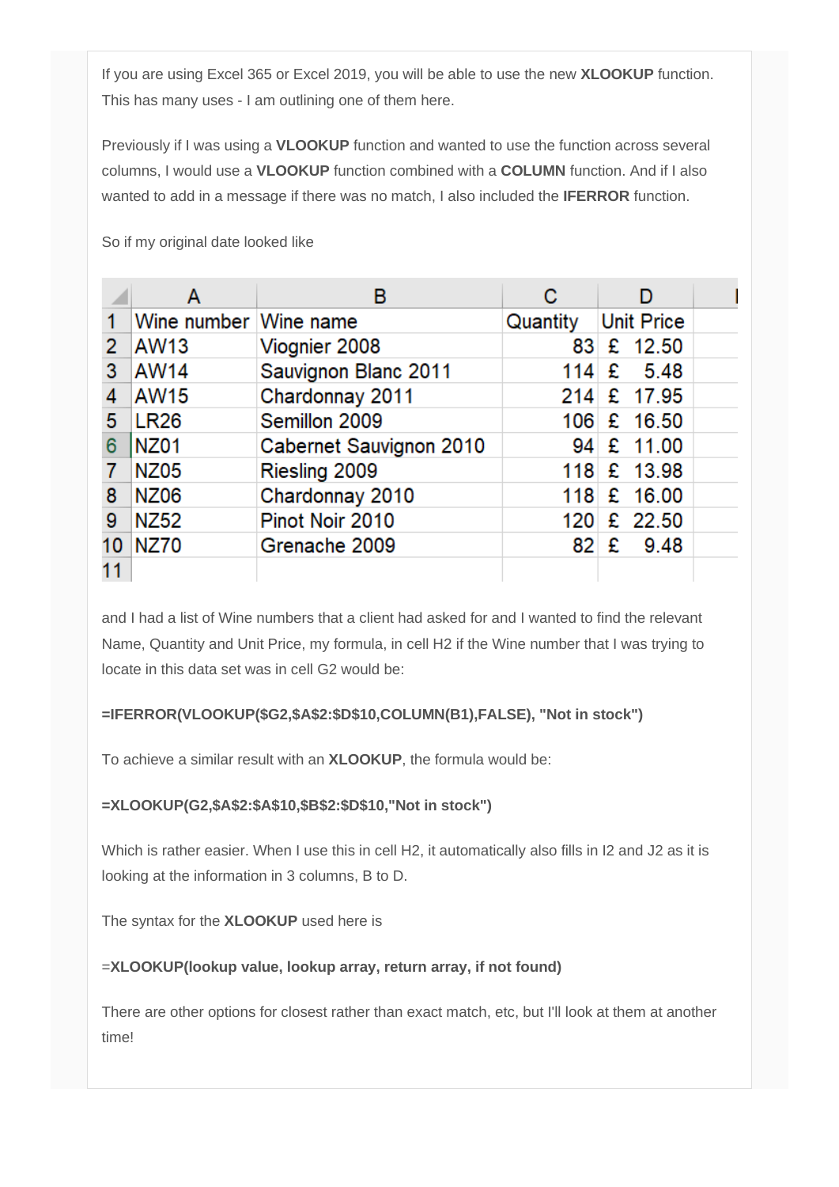If you are using Excel 365 or Excel 2019, you will be able to use the new **XLOOKUP** function. This has many uses - I am outlining one of them here.

Previously if I was using a **VLOOKUP** function and wanted to use the function across several columns, I would use a **VLOOKUP** function combined with a **COLUMN** function. And if I also wanted to add in a message if there was no match, I also included the **IFERROR** function.

So if my original date looked like

| | A | B | C | D |
|---|---|---|---|---|
| 1 | Wine number | Wine name | Quantity | Unit Price |
| 2 | AW13 | Viognier 2008 | 83 | £ 12.50 |
| 3 | AW14 | Sauvignon Blanc 2011 | 114 | £ 5.48 |
| 4 | AW15 | Chardonnay 2011 | 214 | £ 17.95 |
| 5 | LR26 | Semillon 2009 | 106 | £ 16.50 |
| 6 | NZ01 | Cabernet Sauvignon 2010 | 94 | £ 11.00 |
| 7 | NZ05 | Riesling 2009 | 118 | £ 13.98 |
| 8 | NZ06 | Chardonnay 2010 | 118 | £ 16.00 |
| 9 | NZ52 | Pinot Noir 2010 | 120 | £ 22.50 |
| 10 | NZ70 | Grenache 2009 | 82 | £ 9.48 |
| 11 | | | | |

and I had a list of Wine numbers that a client had asked for and I wanted to find the relevant Name, Quantity and Unit Price, my formula, in cell H2 if the Wine number that I was trying to locate in this data set was in cell G2 would be:

**=IFERROR(VLOOKUP($G2,$A$2:$D$10,COLUMN(B1),FALSE), "Not in stock")**

To achieve a similar result with an **XLOOKUP**, the formula would be:

**=XLOOKUP(G2,$A$2:$A$10,$B$2:$D$10,"Not in stock")**

Which is rather easier. When I use this in cell H2, it automatically also fills in I2 and J2 as it is looking at the information in 3 columns, B to D.

The syntax for the **XLOOKUP** used here is

=**XLOOKUP(lookup value, lookup array, return array, if not found)**

There are other options for closest rather than exact match, etc, but I'll look at them at another time!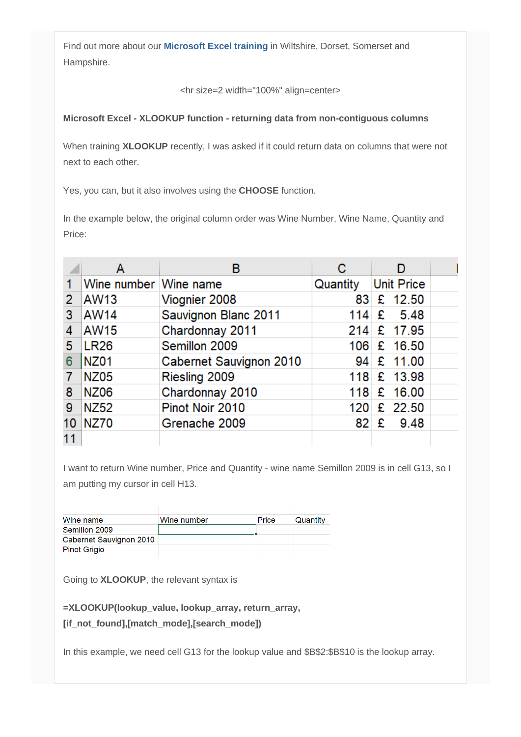Find out more about our **Microsoft Excel training** in Wiltshire, Dorset, Somerset and Hampshire.

<hr size=2 width="100%" align=center>

**Microsoft Excel - XLOOKUP function - returning data from non-contiguous columns**

When training **XLOOKUP** recently, I was asked if it could return data on columns that were not next to each other.

Yes, you can, but it also involves using the **CHOOSE** function.

In the example below, the original column order was Wine Number, Wine Name, Quantity and Price:

| | A | B | C | D |
|---|---|---|---|---|
| 1 | Wine number | Wine name | Quantity | Unit Price |
| 2 | AW13 | Viognier 2008 | 83 | £ 12.50 |
| 3 | AW14 | Sauvignon Blanc 2011 | 114 | £ 5.48 |
| 4 | AW15 | Chardonnay 2011 | 214 | £ 17.95 |
| 5 | LR26 | Semillon 2009 | 106 | £ 16.50 |
| 6 | NZ01 | Cabernet Sauvignon 2010 | 94 | £ 11.00 |
| 7 | NZ05 | Riesling 2009 | 118 | £ 13.98 |
| 8 | NZ06 | Chardonnay 2010 | 118 | £ 16.00 |
| 9 | NZ52 | Pinot Noir 2010 | 120 | £ 22.50 |
| 10 | NZ70 | Grenache 2009 | 82 | £ 9.48 |
| 11 | | | | |

I want to return Wine number, Price and Quantity - wine name Semillon 2009 is in cell G13, so I am putting my cursor in cell H13.

| Wine name | Wine number | Price | Quantity |
|---|---|---|---|
| Semillon 2009 | | | |
| Cabernet Sauvignon 2010 | | | |
| Pinot Grigio | | | |

Going to **XLOOKUP**, the relevant syntax is

**=XLOOKUP(lookup_value, lookup_array, return_array, [if_not_found],[match_mode],[search_mode])**

In this example, we need cell G13 for the lookup value and $B$2:$B$10 is the lookup array.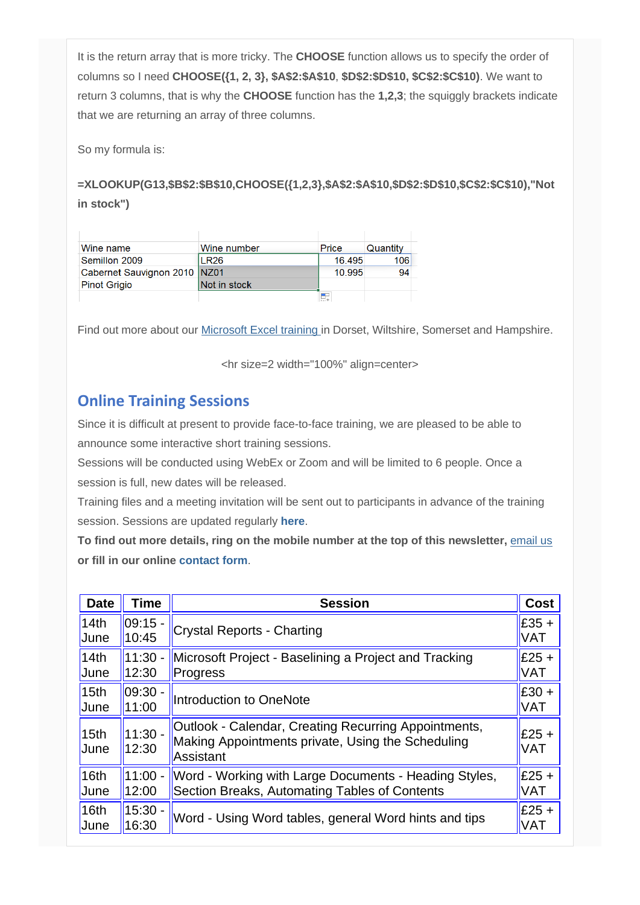It is the return array that is more tricky. The **CHOOSE** function allows us to specify the order of columns so I need **CHOOSE({1, 2, 3}, $A$2:$A$10, $D$2:$D$10, $C$2:$C$10)**. We want to return 3 columns, that is why the **CHOOSE** function has the **1,2,3**; the squiggly brackets indicate that we are returning an array of three columns.

So my formula is:

**=XLOOKUP(G13,$B$2:$B$10,CHOOSE({1,2,3},$A$2:$A$10,$D$2:$D$10,$C$2:$C$10),"Not in stock")**

| Wine name | Wine number | Price | Quantity |
|---|---|---|---|
| Semillon 2009 | LR26 | 16.495 | 106 |
| Cabernet Sauvignon 2010 | NZ01 | 10.995 | 94 |
| Pinot Grigio | Not in stock | | |

Find out more about our Microsoft Excel training in Dorset, Wiltshire, Somerset and Hampshire.

<hr size=2 width="100%" align=center>

## Online Training Sessions

Since it is difficult at present to provide face-to-face training, we are pleased to be able to announce some interactive short training sessions.
Sessions will be conducted using WebEx or Zoom and will be limited to 6 people. Once a session is full, new dates will be released.
Training files and a meeting invitation will be sent out to participants in advance of the training session. Sessions are updated regularly **here**.
**To find out more details, ring on the mobile number at the top of this newsletter,** email us **or fill in our online contact form**.

| Date | Time | Session | Cost |
|---|---|---|---|
| 14th June | 09:15 - 10:45 | Crystal Reports - Charting | £35 + VAT |
| 14th June | 11:30 - 12:30 | Microsoft Project - Baselining a Project and Tracking Progress | £25 + VAT |
| 15th June | 09:30 - 11:00 | Introduction to OneNote | £30 + VAT |
| 15th June | 11:30 - 12:30 | Outlook - Calendar, Creating Recurring Appointments, Making Appointments private, Using the Scheduling Assistant | £25 + VAT |
| 16th June | 11:00 - 12:00 | Word - Working with Large Documents - Heading Styles, Section Breaks, Automating Tables of Contents | £25 + VAT |
| 16th June | 15:30 - 16:30 | Word - Using Word tables, general Word hints and tips | £25 + VAT |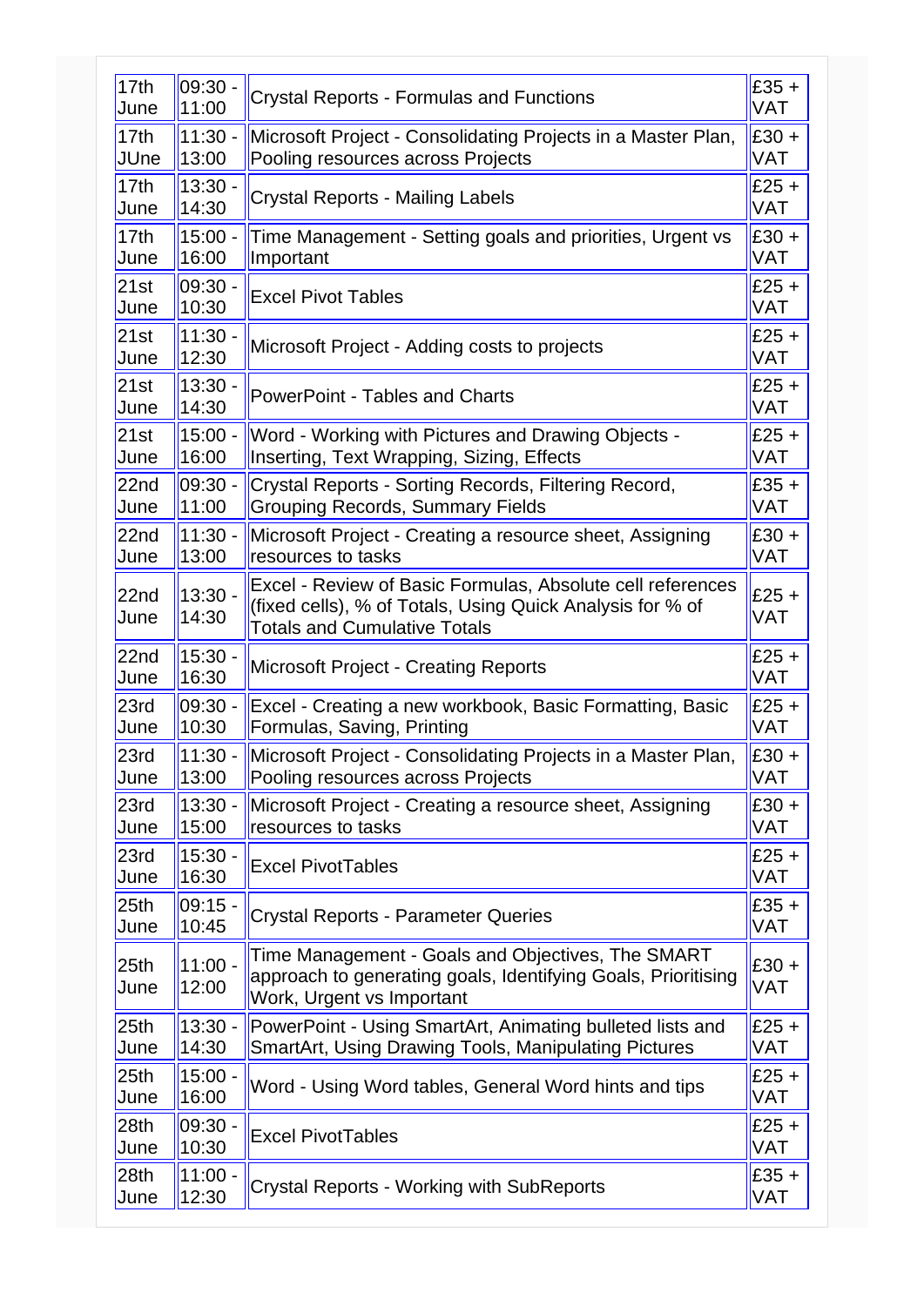| | | | |
|---|---|---|---|
| 17th June | 09:30 - 11:00 | Crystal Reports - Formulas and Functions | £35 + VAT |
| 17th JUne | 11:30 - 13:00 | Microsoft Project - Consolidating Projects in a Master Plan, Pooling resources across Projects | £30 + VAT |
| 17th June | 13:30 - 14:30 | Crystal Reports - Mailing Labels | £25 + VAT |
| 17th June | 15:00 - 16:00 | Time Management - Setting goals and priorities, Urgent vs Important | £30 + VAT |
| 21st June | 09:30 - 10:30 | Excel Pivot Tables | £25 + VAT |
| 21st June | 11:30 - 12:30 | Microsoft Project - Adding costs to projects | £25 + VAT |
| 21st June | 13:30 - 14:30 | PowerPoint - Tables and Charts | £25 + VAT |
| 21st June | 15:00 - 16:00 | Word - Working with Pictures and Drawing Objects - Inserting, Text Wrapping, Sizing, Effects | £25 + VAT |
| 22nd June | 09:30 - 11:00 | Crystal Reports - Sorting Records, Filtering Record, Grouping Records, Summary Fields | £35 + VAT |
| 22nd June | 11:30 - 13:00 | Microsoft Project - Creating a resource sheet, Assigning resources to tasks | £30 + VAT |
| 22nd June | 13:30 - 14:30 | Excel - Review of Basic Formulas, Absolute cell references (fixed cells), % of Totals, Using Quick Analysis for % of Totals and Cumulative Totals | £25 + VAT |
| 22nd June | 15:30 - 16:30 | Microsoft Project - Creating Reports | £25 + VAT |
| 23rd June | 09:30 - 10:30 | Excel - Creating a new workbook, Basic Formatting, Basic Formulas, Saving, Printing | £25 + VAT |
| 23rd June | 11:30 - 13:00 | Microsoft Project - Consolidating Projects in a Master Plan, Pooling resources across Projects | £30 + VAT |
| 23rd June | 13:30 - 15:00 | Microsoft Project - Creating a resource sheet, Assigning resources to tasks | £30 + VAT |
| 23rd June | 15:30 - 16:30 | Excel PivotTables | £25 + VAT |
| 25th June | 09:15 - 10:45 | Crystal Reports - Parameter Queries | £35 + VAT |
| 25th June | 11:00 - 12:00 | Time Management - Goals and Objectives, The SMART approach to generating goals, Identifying Goals, Prioritising Work, Urgent vs Important | £30 + VAT |
| 25th June | 13:30 - 14:30 | PowerPoint - Using SmartArt, Animating bulleted lists and SmartArt, Using Drawing Tools, Manipulating Pictures | £25 + VAT |
| 25th June | 15:00 - 16:00 | Word - Using Word tables, General Word hints and tips | £25 + VAT |
| 28th June | 09:30 - 10:30 | Excel PivotTables | £25 + VAT |
| 28th June | 11:00 - 12:30 | Crystal Reports - Working with SubReports | £35 + VAT |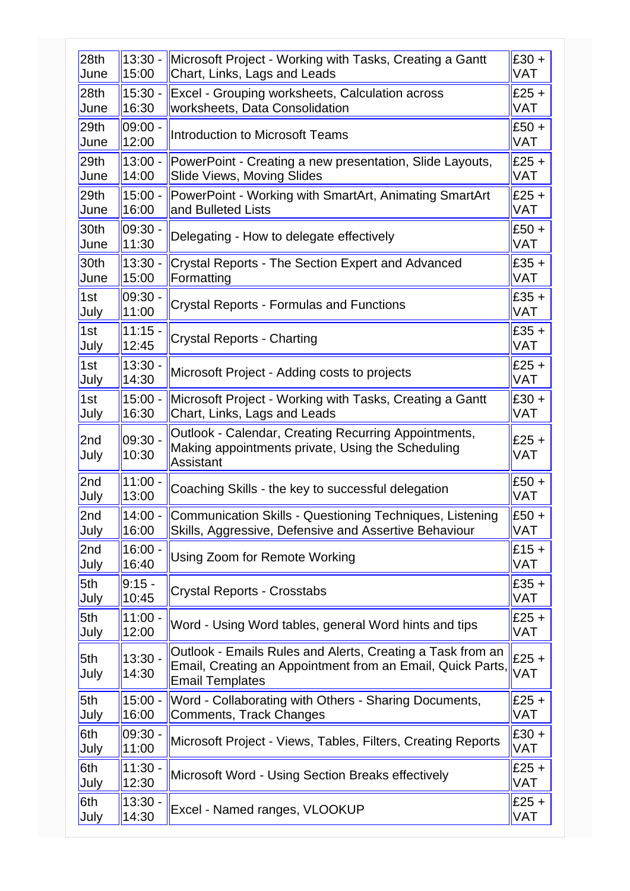| | | | |
|---|---|---|---|
| 28th June | 13:30 - 15:00 | Microsoft Project - Working with Tasks, Creating a Gantt Chart, Links, Lags and Leads | £30 + VAT |
| 28th June | 15:30 - 16:30 | Excel - Grouping worksheets, Calculation across worksheets, Data Consolidation | £25 + VAT |
| 29th June | 09:00 - 12:00 | Introduction to Microsoft Teams | £50 + VAT |
| 29th June | 13:00 - 14:00 | PowerPoint - Creating a new presentation, Slide Layouts, Slide Views, Moving Slides | £25 + VAT |
| 29th June | 15:00 - 16:00 | PowerPoint - Working with SmartArt, Animating SmartArt and Bulleted Lists | £25 + VAT |
| 30th June | 09:30 - 11:30 | Delegating - How to delegate effectively | £50 + VAT |
| 30th June | 13:30 - 15:00 | Crystal Reports - The Section Expert and Advanced Formatting | £35 + VAT |
| 1st July | 09:30 - 11:00 | Crystal Reports - Formulas and Functions | £35 + VAT |
| 1st July | 11:15 - 12:45 | Crystal Reports - Charting | £35 + VAT |
| 1st July | 13:30 - 14:30 | Microsoft Project - Adding costs to projects | £25 + VAT |
| 1st July | 15:00 - 16:30 | Microsoft Project - Working with Tasks, Creating a Gantt Chart, Links, Lags and Leads | £30 + VAT |
| 2nd July | 09:30 - 10:30 | Outlook - Calendar, Creating Recurring Appointments, Making appointments private, Using the Scheduling Assistant | £25 + VAT |
| 2nd July | 11:00 - 13:00 | Coaching Skills - the key to successful delegation | £50 + VAT |
| 2nd July | 14:00 - 16:00 | Communication Skills - Questioning Techniques, Listening Skills, Aggressive, Defensive and Assertive Behaviour | £50 + VAT |
| 2nd July | 16:00 - 16:40 | Using Zoom for Remote Working | £15 + VAT |
| 5th July | 9:15 - 10:45 | Crystal Reports - Crosstabs | £35 + VAT |
| 5th July | 11:00 - 12:00 | Word - Using Word tables, general Word hints and tips | £25 + VAT |
| 5th July | 13:30 - 14:30 | Outlook - Emails Rules and Alerts, Creating a Task from an Email, Creating an Appointment from an Email, Quick Parts, Email Templates | £25 + VAT |
| 5th July | 15:00 - 16:00 | Word - Collaborating with Others - Sharing Documents, Comments, Track Changes | £25 + VAT |
| 6th July | 09:30 - 11:00 | Microsoft Project - Views, Tables, Filters, Creating Reports | £30 + VAT |
| 6th July | 11:30 - 12:30 | Microsoft Word - Using Section Breaks effectively | £25 + VAT |
| 6th July | 13:30 - 14:30 | Excel - Named ranges, VLOOKUP | £25 + VAT |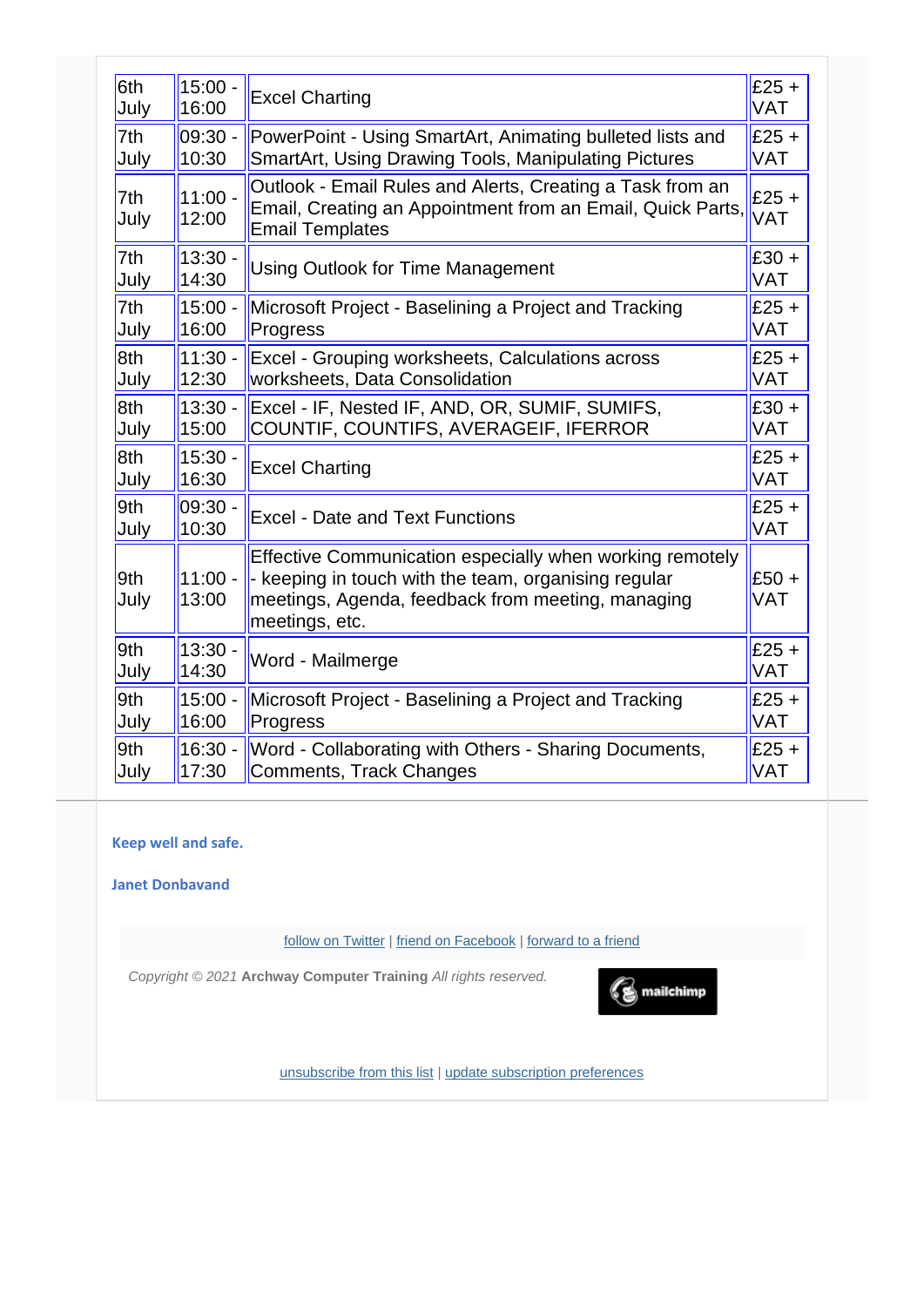| | | | |
|---|---|---|---|
| 6th July | 15:00 - 16:00 | Excel Charting | £25 + VAT |
| 7th July | 09:30 - 10:30 | PowerPoint - Using SmartArt, Animating bulleted lists and SmartArt, Using Drawing Tools, Manipulating Pictures | £25 + VAT |
| 7th July | 11:00 - 12:00 | Outlook - Email Rules and Alerts, Creating a Task from an Email, Creating an Appointment from an Email, Quick Parts, Email Templates | £25 + VAT |
| 7th July | 13:30 - 14:30 | Using Outlook for Time Management | £30 + VAT |
| 7th July | 15:00 - 16:00 | Microsoft Project - Baselining a Project and Tracking Progress | £25 + VAT |
| 8th July | 11:30 - 12:30 | Excel - Grouping worksheets, Calculations across worksheets, Data Consolidation | £25 + VAT |
| 8th July | 13:30 - 15:00 | Excel - IF, Nested IF, AND, OR, SUMIF, SUMIFS, COUNTIF, COUNTIFS, AVERAGEIF, IFERROR | £30 + VAT |
| 8th July | 15:30 - 16:30 | Excel Charting | £25 + VAT |
| 9th July | 09:30 - 10:30 | Excel - Date and Text Functions | £25 + VAT |
| 9th July | 11:00 - 13:00 | Effective Communication especially when working remotely - keeping in touch with the team, organising regular meetings, Agenda, feedback from meeting, managing meetings, etc. | £50 + VAT |
| 9th July | 13:30 - 14:30 | Word - Mailmerge | £25 + VAT |
| 9th July | 15:00 - 16:00 | Microsoft Project - Baselining a Project and Tracking Progress | £25 + VAT |
| 9th July | 16:30 - 17:30 | Word - Collaborating with Others - Sharing Documents, Comments, Track Changes | £25 + VAT |

**Keep well and safe.**

**Janet Donbavand**

follow on Twitter | friend on Facebook | forward to a friend

*Copyright © 2021* **Archway Computer Training** *All rights reserved.*

mailchimp

unsubscribe from this list | update subscription preferences